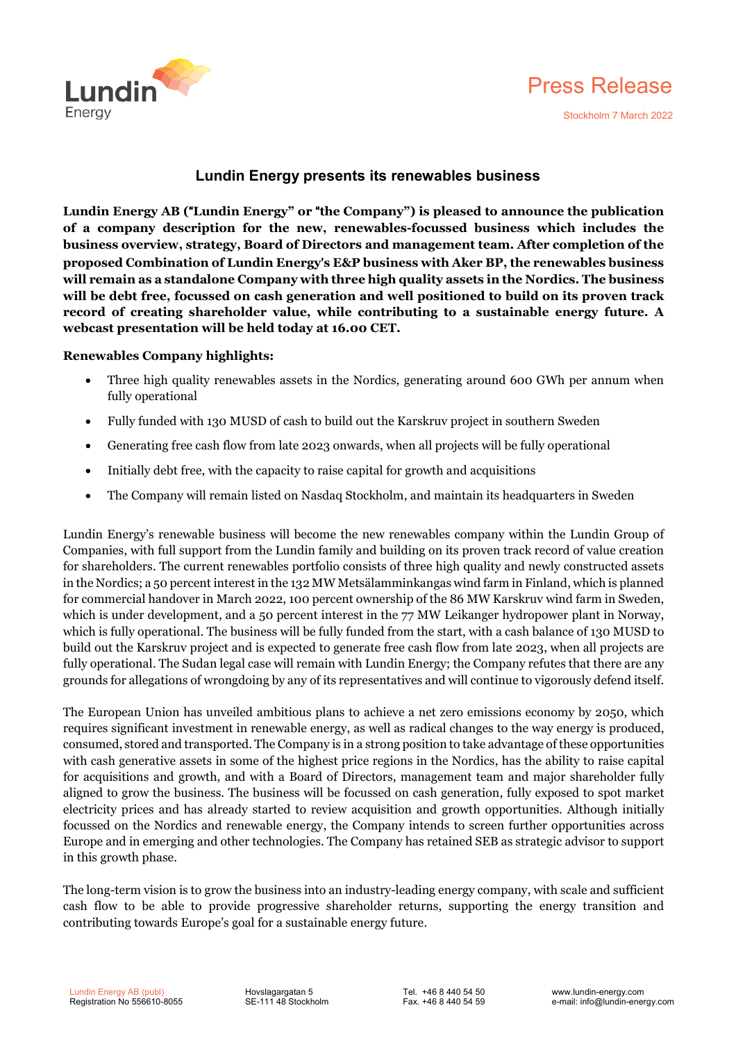Press Release

Stockholm 7 March 2022

# Lundin Energy presents its renewables business

**Lundin Energy AB ("Lundin Energy" or "the Company") is pleased to announce the publication of a company description for the new, renewables-focussed business which includes the business overview, strategy, Board of Directors and management team. After completion of the proposed Combination of Lundin Energy's E&P business with Aker BP, the renewables business will remain as a standalone Company with three high quality assets in the Nordics. The business will be debt free, focussed on cash generation and well positioned to build on its proven track record of creating shareholder value, while contributing to a sustainable energy future. A webcast presentation will be held today at 16.00 CET.**

**Renewables Company highlights:**

- Three high quality renewables assets in the Nordics, generating around 600 GWh per annum when fully operational
- Fully funded with 130 MUSD of cash to build out the Karskruv project in southern Sweden
- Generating free cash flow from late 2023 onwards, when all projects will be fully operational
- Initially debt free, with the capacity to raise capital for growth and acquisitions
- The Company will remain listed on Nasdaq Stockholm, and maintain its headquarters in Sweden

Lundin Energy's renewable business will become the new renewables company within the Lundin Group of Companies, with full support from the Lundin family and building on its proven track record of value creation for shareholders. The current renewables portfolio consists of three high quality and newly constructed assets in the Nordics; a 50 percent interest in the 132 MW Metsälamminkangas wind farm in Finland, which is planned for commercial handover in March 2022, 100 percent ownership of the 86 MW Karskruv wind farm in Sweden, which is under development, and a 50 percent interest in the 77 MW Leikanger hydropower plant in Norway, which is fully operational. The business will be fully funded from the start, with a cash balance of 130 MUSD to build out the Karskruv project and is expected to generate free cash flow from late 2023, when all projects are fully operational. The Sudan legal case will remain with Lundin Energy; the Company refutes that there are any grounds for allegations of wrongdoing by any of its representatives and will continue to vigorously defend itself.

The European Union has unveiled ambitious plans to achieve a net zero emissions economy by 2050, which requires significant investment in renewable energy, as well as radical changes to the way energy is produced, consumed, stored and transported. The Company is in a strong position to take advantage of these opportunities with cash generative assets in some of the highest price regions in the Nordics, has the ability to raise capital for acquisitions and growth, and with a Board of Directors, management team and major shareholder fully aligned to grow the business. The business will be focussed on cash generation, fully exposed to spot market electricity prices and has already started to review acquisition and growth opportunities. Although initially focussed on the Nordics and renewable energy, the Company intends to screen further opportunities across Europe and in emerging and other technologies. The Company has retained SEB as strategic advisor to support in this growth phase.

The long-term vision is to grow the business into an industry-leading energy company, with scale and sufficient cash flow to be able to provide progressive shareholder returns, supporting the energy transition and contributing towards Europe's goal for a sustainable energy future.

Lundin Energy AB (publ)
Registration No 556610-8055

Hovslagargatan 5
SE-111 48 Stockholm

Tel. +46 8 440 54 50
Fax. +46 8 440 54 59

www.lundin-energy.com
e-mail: info@lundin-energy.com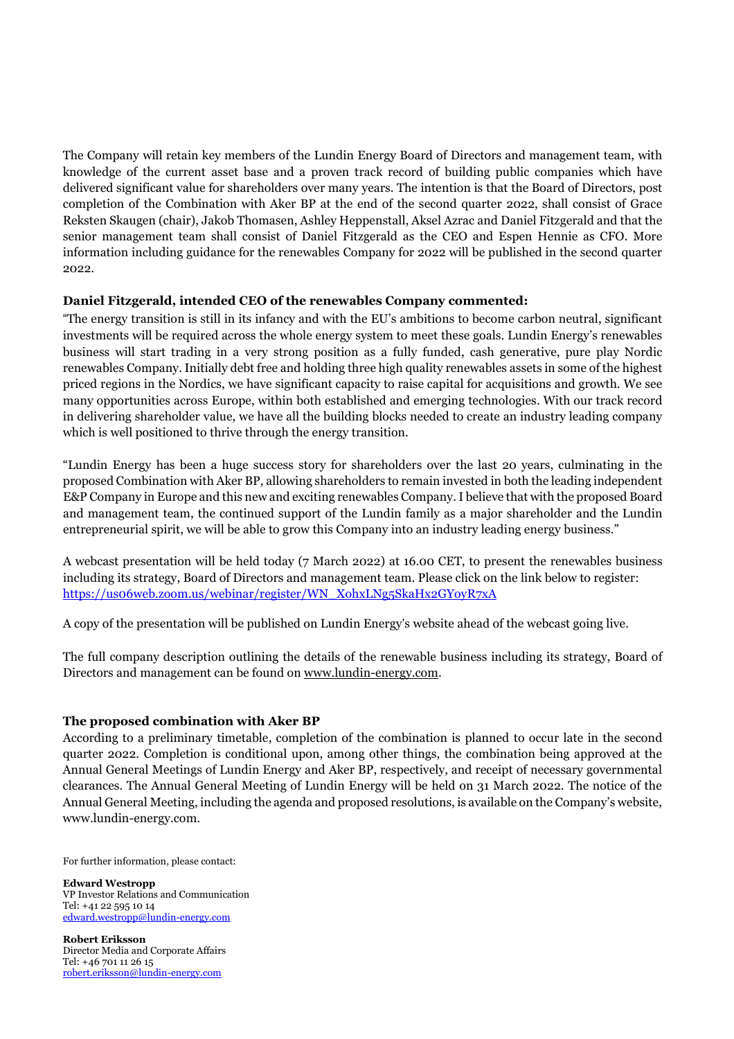The Company will retain key members of the Lundin Energy Board of Directors and management team, with knowledge of the current asset base and a proven track record of building public companies which have delivered significant value for shareholders over many years. The intention is that the Board of Directors, post completion of the Combination with Aker BP at the end of the second quarter 2022, shall consist of Grace Reksten Skaugen (chair), Jakob Thomasen, Ashley Heppenstall, Aksel Azrac and Daniel Fitzgerald and that the senior management team shall consist of Daniel Fitzgerald as the CEO and Espen Hennie as CFO. More information including guidance for the renewables Company for 2022 will be published in the second quarter 2022.

**Daniel Fitzgerald, intended CEO of the renewables Company commented:**

"The energy transition is still in its infancy and with the EU's ambitions to become carbon neutral, significant investments will be required across the whole energy system to meet these goals. Lundin Energy's renewables business will start trading in a very strong position as a fully funded, cash generative, pure play Nordic renewables Company. Initially debt free and holding three high quality renewables assets in some of the highest priced regions in the Nordics, we have significant capacity to raise capital for acquisitions and growth. We see many opportunities across Europe, within both established and emerging technologies. With our track record in delivering shareholder value, we have all the building blocks needed to create an industry leading company which is well positioned to thrive through the energy transition.

"Lundin Energy has been a huge success story for shareholders over the last 20 years, culminating in the proposed Combination with Aker BP, allowing shareholders to remain invested in both the leading independent E&P Company in Europe and this new and exciting renewables Company. I believe that with the proposed Board and management team, the continued support of the Lundin family as a major shareholder and the Lundin entrepreneurial spirit, we will be able to grow this Company into an industry leading energy business."

A webcast presentation will be held today (7 March 2022) at 16.00 CET, to present the renewables business including its strategy, Board of Directors and management team. Please click on the link below to register: https://us06web.zoom.us/webinar/register/WN_XohxLNg5SkaHx2GYoyR7xA

A copy of the presentation will be published on Lundin Energy's website ahead of the webcast going live.

The full company description outlining the details of the renewable business including its strategy, Board of Directors and management can be found on www.lundin-energy.com.

**The proposed combination with Aker BP**

According to a preliminary timetable, completion of the combination is planned to occur late in the second quarter 2022. Completion is conditional upon, among other things, the combination being approved at the Annual General Meetings of Lundin Energy and Aker BP, respectively, and receipt of necessary governmental clearances. The Annual General Meeting of Lundin Energy will be held on 31 March 2022. The notice of the Annual General Meeting, including the agenda and proposed resolutions, is available on the Company's website, www.lundin-energy.com.

For further information, please contact:

**Edward Westropp**
VP Investor Relations and Communication
Tel: +41 22 595 10 14
edward.westropp@lundin-energy.com

**Robert Eriksson**
Director Media and Corporate Affairs
Tel: +46 701 11 26 15
robert.eriksson@lundin-energy.com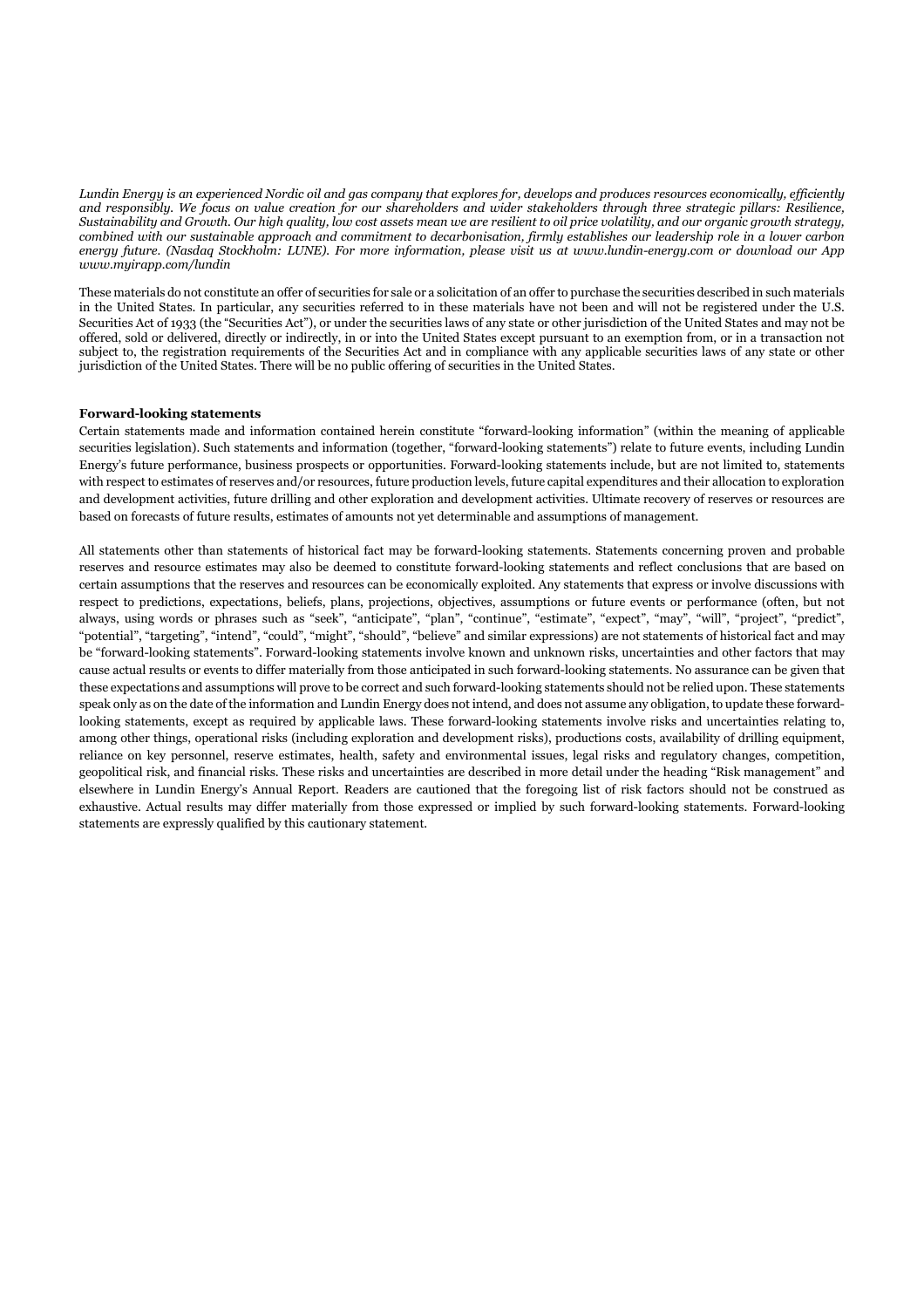*Lundin Energy is an experienced Nordic oil and gas company that explores for, develops and produces resources economically, efficiently and responsibly. We focus on value creation for our shareholders and wider stakeholders through three strategic pillars: Resilience, Sustainability and Growth. Our high quality, low cost assets mean we are resilient to oil price volatility, and our organic growth strategy, combined with our sustainable approach and commitment to decarbonisation, firmly establishes our leadership role in a lower carbon energy future. (Nasdaq Stockholm: LUNE). For more information, please visit us at www.lundin-energy.com or download our App www.myirapp.com/lundin*

These materials do not constitute an offer of securities for sale or a solicitation of an offer to purchase the securities described in such materials in the United States. In particular, any securities referred to in these materials have not been and will not be registered under the U.S. Securities Act of 1933 (the "Securities Act"), or under the securities laws of any state or other jurisdiction of the United States and may not be offered, sold or delivered, directly or indirectly, in or into the United States except pursuant to an exemption from, or in a transaction not subject to, the registration requirements of the Securities Act and in compliance with any applicable securities laws of any state or other jurisdiction of the United States. There will be no public offering of securities in the United States.

**Forward-looking statements**

Certain statements made and information contained herein constitute "forward-looking information" (within the meaning of applicable securities legislation). Such statements and information (together, "forward-looking statements") relate to future events, including Lundin Energy's future performance, business prospects or opportunities. Forward-looking statements include, but are not limited to, statements with respect to estimates of reserves and/or resources, future production levels, future capital expenditures and their allocation to exploration and development activities, future drilling and other exploration and development activities. Ultimate recovery of reserves or resources are based on forecasts of future results, estimates of amounts not yet determinable and assumptions of management.

All statements other than statements of historical fact may be forward-looking statements. Statements concerning proven and probable reserves and resource estimates may also be deemed to constitute forward-looking statements and reflect conclusions that are based on certain assumptions that the reserves and resources can be economically exploited. Any statements that express or involve discussions with respect to predictions, expectations, beliefs, plans, projections, objectives, assumptions or future events or performance (often, but not always, using words or phrases such as "seek", "anticipate", "plan", "continue", "estimate", "expect", "may", "will", "project", "predict", "potential", "targeting", "intend", "could", "might", "should", "believe" and similar expressions) are not statements of historical fact and may be "forward-looking statements". Forward-looking statements involve known and unknown risks, uncertainties and other factors that may cause actual results or events to differ materially from those anticipated in such forward-looking statements. No assurance can be given that these expectations and assumptions will prove to be correct and such forward-looking statements should not be relied upon. These statements speak only as on the date of the information and Lundin Energy does not intend, and does not assume any obligation, to update these forward-looking statements, except as required by applicable laws. These forward-looking statements involve risks and uncertainties relating to, among other things, operational risks (including exploration and development risks), productions costs, availability of drilling equipment, reliance on key personnel, reserve estimates, health, safety and environmental issues, legal risks and regulatory changes, competition, geopolitical risk, and financial risks. These risks and uncertainties are described in more detail under the heading "Risk management" and elsewhere in Lundin Energy's Annual Report. Readers are cautioned that the foregoing list of risk factors should not be construed as exhaustive. Actual results may differ materially from those expressed or implied by such forward-looking statements. Forward-looking statements are expressly qualified by this cautionary statement.